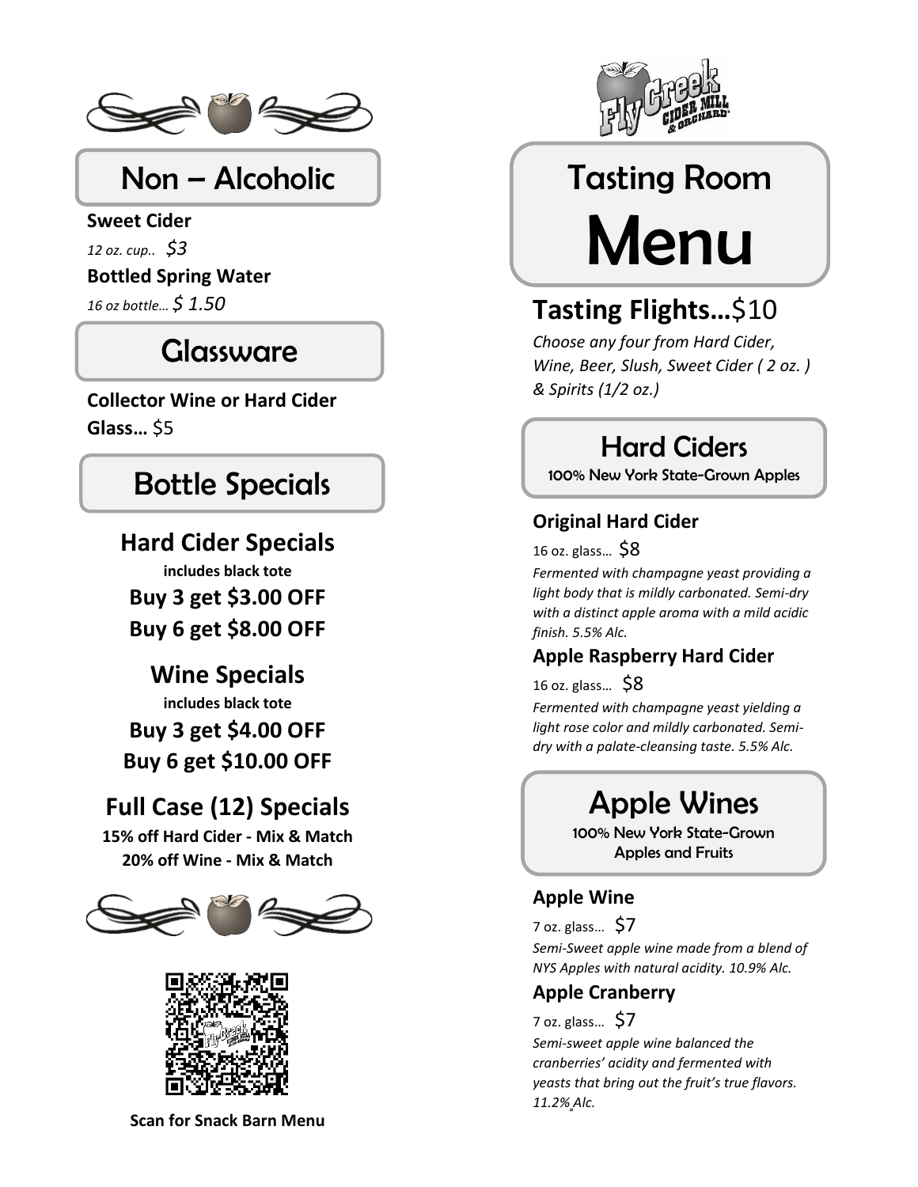## Non – Alcoholic

**Sweet Cider**

*12 oz. cup.. $3*

**Bottled Spring Water**

*16 oz bottle… $ 1.50*

## Glassware

**Collector Wine or Hard Cider Glass…** $5

## Bottle Specials

### Hard Cider Specials

**includes black tote**

**Buy 3 get $3.00 OFF**

**Buy 6 get $8.00 OFF**

### Wine Specials

**includes black tote**

**Buy 3 get $4.00 OFF**

**Buy 6 get $10.00 OFF**

### Full Case (12) Specials

**15% off Hard Cider - Mix & Match**

**20% off Wine - Mix & Match**

**Scan for Snack Barn Menu**

# Tasting Room Menu

## Tasting Flights…$10

*Choose any four from Hard Cider, Wine, Beer, Slush, Sweet Cider ( 2 oz. ) & Spirits (1/2 oz.)*

## Hard Ciders

100% New York State-Grown Apples

### Original Hard Cider

16 oz. glass… $8

*Fermented with champagne yeast providing a light body that is mildly carbonated. Semi-dry with a distinct apple aroma with a mild acidic finish. 5.5% Alc.*

### Apple Raspberry Hard Cider

16 oz. glass… $8

*Fermented with champagne yeast yielding a light rose color and mildly carbonated. Semi-dry with a palate-cleansing taste. 5.5% Alc.*

## Apple Wines

100% New York State-Grown Apples and Fruits

### Apple Wine

7 oz. glass… $7

*Semi-Sweet apple wine made from a blend of NYS Apples with natural acidity. 10.9% Alc.*

### Apple Cranberry

7 oz. glass… $7

*Semi-sweet apple wine balanced the cranberries' acidity and fermented with yeasts that bring out the fruit's true flavors. 11.2% Alc.*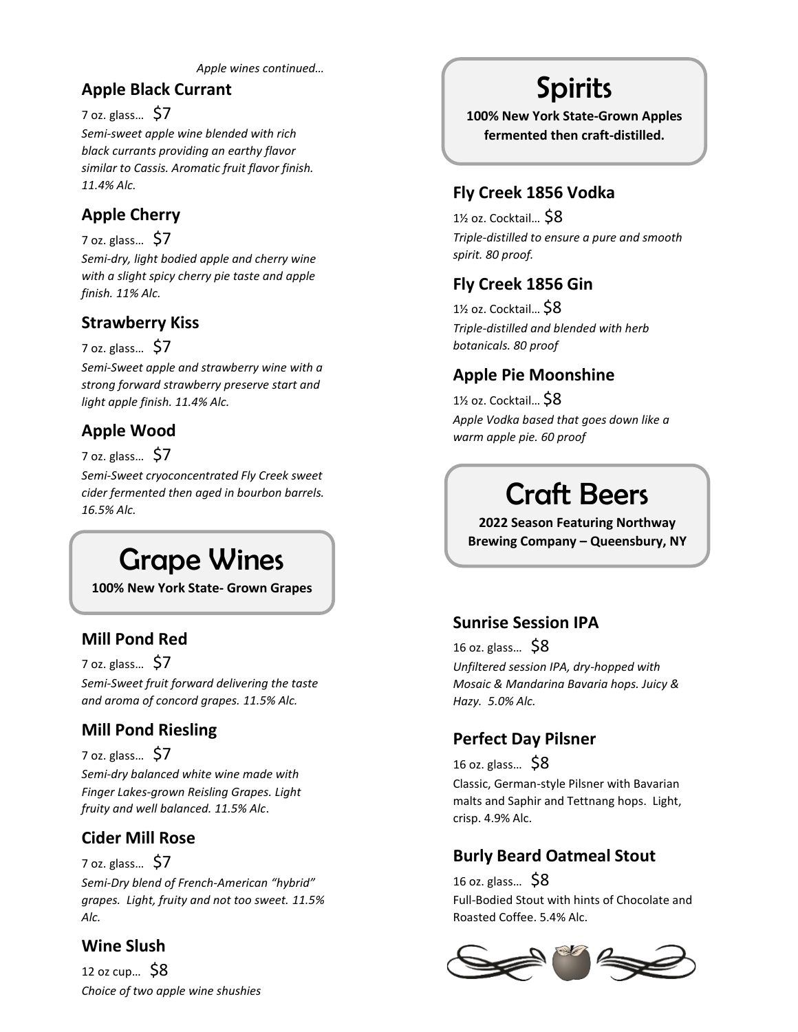*Apple wines continued…*

### Apple Black Currant

7 oz. glass… $7

*Semi-sweet apple wine blended with rich black currants providing an earthy flavor similar to Cassis. Aromatic fruit flavor finish. 11.4% Alc.*

### Apple Cherry

7 oz. glass… $7

*Semi-dry, light bodied apple and cherry wine with a slight spicy cherry pie taste and apple finish. 11% Alc.*

### Strawberry Kiss

7 oz. glass… $7

*Semi-Sweet apple and strawberry wine with a strong forward strawberry preserve start and light apple finish. 11.4% Alc.*

### Apple Wood

7 oz. glass… $7

*Semi-Sweet cryoconcentrated Fly Creek sweet cider fermented then aged in bourbon barrels. 16.5% Alc.*

## Grape Wines

**100% New York State- Grown Grapes**

### Mill Pond Red

7 oz. glass… $7

*Semi-Sweet fruit forward delivering the taste and aroma of concord grapes. 11.5% Alc.*

### Mill Pond Riesling

7 oz. glass… $7

*Semi-dry balanced white wine made with Finger Lakes-grown Reisling Grapes. Light fruity and well balanced. 11.5% Alc.*

### Cider Mill Rose

7 oz. glass… $7

*Semi-Dry blend of French-American "hybrid" grapes. Light, fruity and not too sweet. 11.5% Alc.*

### Wine Slush

12 oz cup… $8

*Choice of two apple wine shushies*

## Spirits

**100% New York State-Grown Apples fermented then craft-distilled.**

### Fly Creek 1856 Vodka

1½ oz. Cocktail… $8

*Triple-distilled to ensure a pure and smooth spirit. 80 proof.*

### Fly Creek 1856 Gin

1½ oz. Cocktail… $8

*Triple-distilled and blended with herb botanicals. 80 proof*

### Apple Pie Moonshine

1½ oz. Cocktail… $8

*Apple Vodka based that goes down like a warm apple pie. 60 proof*

## Craft Beers

**2022 Season Featuring Northway Brewing Company – Queensbury, NY**

### Sunrise Session IPA

16 oz. glass… $8

*Unfiltered session IPA, dry-hopped with Mosaic & Mandarina Bavaria hops. Juicy & Hazy. 5.0% Alc.*

### Perfect Day Pilsner

16 oz. glass… $8

Classic, German-style Pilsner with Bavarian malts and Saphir and Tettnang hops. Light, crisp. 4.9% Alc.

### Burly Beard Oatmeal Stout

16 oz. glass… $8

Full-Bodied Stout with hints of Chocolate and Roasted Coffee. 5.4% Alc.